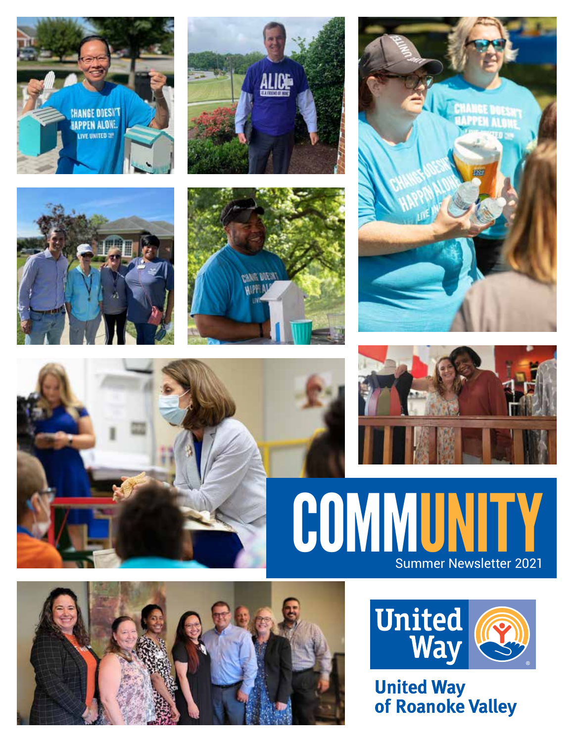# COMMUNITY

Summer Newsletter 2021

United Way of Roanoke Valley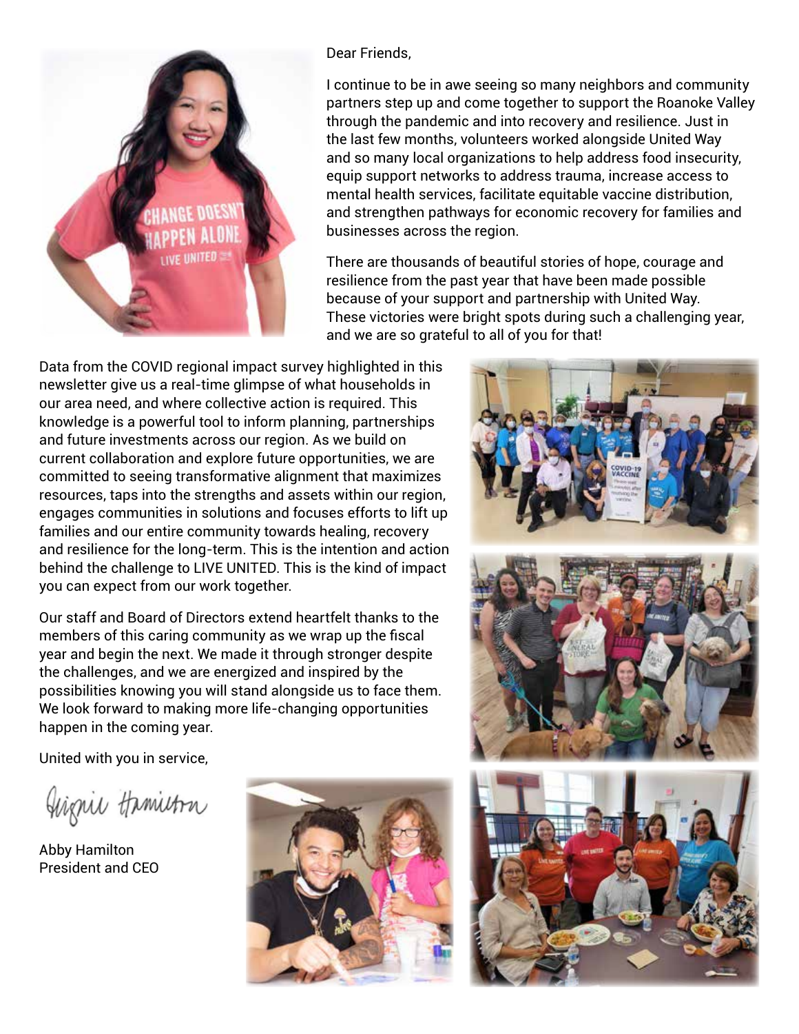Dear Friends,

I continue to be in awe seeing so many neighbors and community partners step up and come together to support the Roanoke Valley through the pandemic and into recovery and resilience. Just in the last few months, volunteers worked alongside United Way and so many local organizations to help address food insecurity, equip support networks to address trauma, increase access to mental health services, facilitate equitable vaccine distribution, and strengthen pathways for economic recovery for families and businesses across the region.

There are thousands of beautiful stories of hope, courage and resilience from the past year that have been made possible because of your support and partnership with United Way. These victories were bright spots during such a challenging year, and we are so grateful to all of you for that!

Data from the COVID regional impact survey highlighted in this newsletter give us a real-time glimpse of what households in our area need, and where collective action is required. This knowledge is a powerful tool to inform planning, partnerships and future investments across our region. As we build on current collaboration and explore future opportunities, we are committed to seeing transformative alignment that maximizes resources, taps into the strengths and assets within our region, engages communities in solutions and focuses efforts to lift up families and our entire community towards healing, recovery and resilience for the long-term. This is the intention and action behind the challenge to LIVE UNITED. This is the kind of impact you can expect from our work together.

Our staff and Board of Directors extend heartfelt thanks to the members of this caring community as we wrap up the fiscal year and begin the next. We made it through stronger despite the challenges, and we are energized and inspired by the possibilities knowing you will stand alongside us to face them. We look forward to making more life-changing opportunities happen in the coming year.

United with you in service,

Abby Hamilton
President and CEO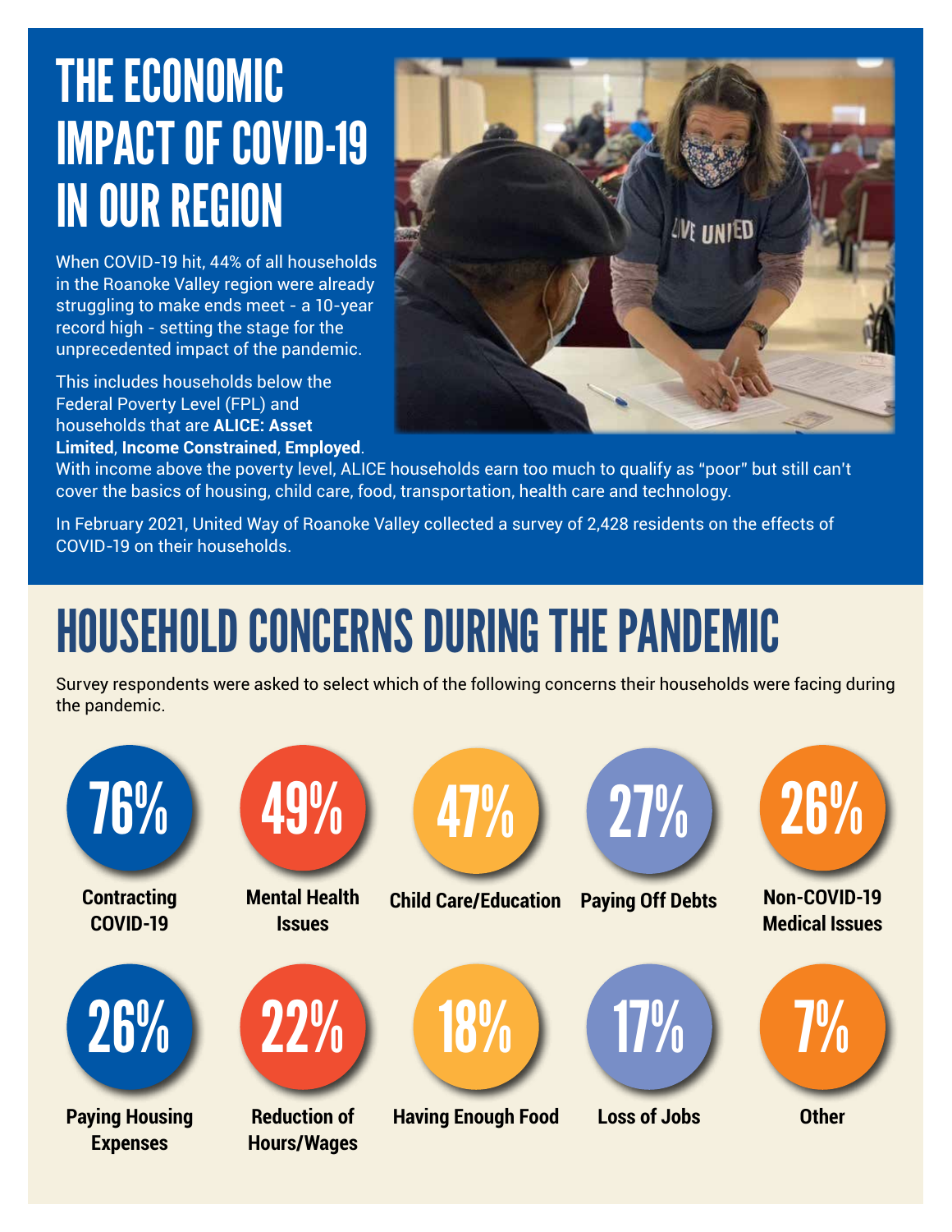# THE ECONOMIC IMPACT OF COVID-19 IN OUR REGION

When COVID-19 hit, 44% of all households in the Roanoke Valley region were already struggling to make ends meet - a 10-year record high - setting the stage for the unprecedented impact of the pandemic.

This includes households below the Federal Poverty Level (FPL) and households that are **ALICE: Asset Limited**, **Income Constrained**, **Employed**. With income above the poverty level, ALICE households earn too much to qualify as "poor" but still can't cover the basics of housing, child care, food, transportation, health care and technology.

In February 2021, United Way of Roanoke Valley collected a survey of 2,428 residents on the effects of COVID-19 on their households.

# HOUSEHOLD CONCERNS DURING THE PANDEMIC

Survey respondents were asked to select which of the following concerns their households were facing during the pandemic.

- **76%** Contracting COVID-19
- **49%** Mental Health Issues
- **47%** Child Care/Education
- **27%** Paying Off Debts
- **26%** Non-COVID-19 Medical Issues
- **26%** Paying Housing Expenses
- **22%** Reduction of Hours/Wages
- **18%** Having Enough Food
- **17%** Loss of Jobs
- **7%** Other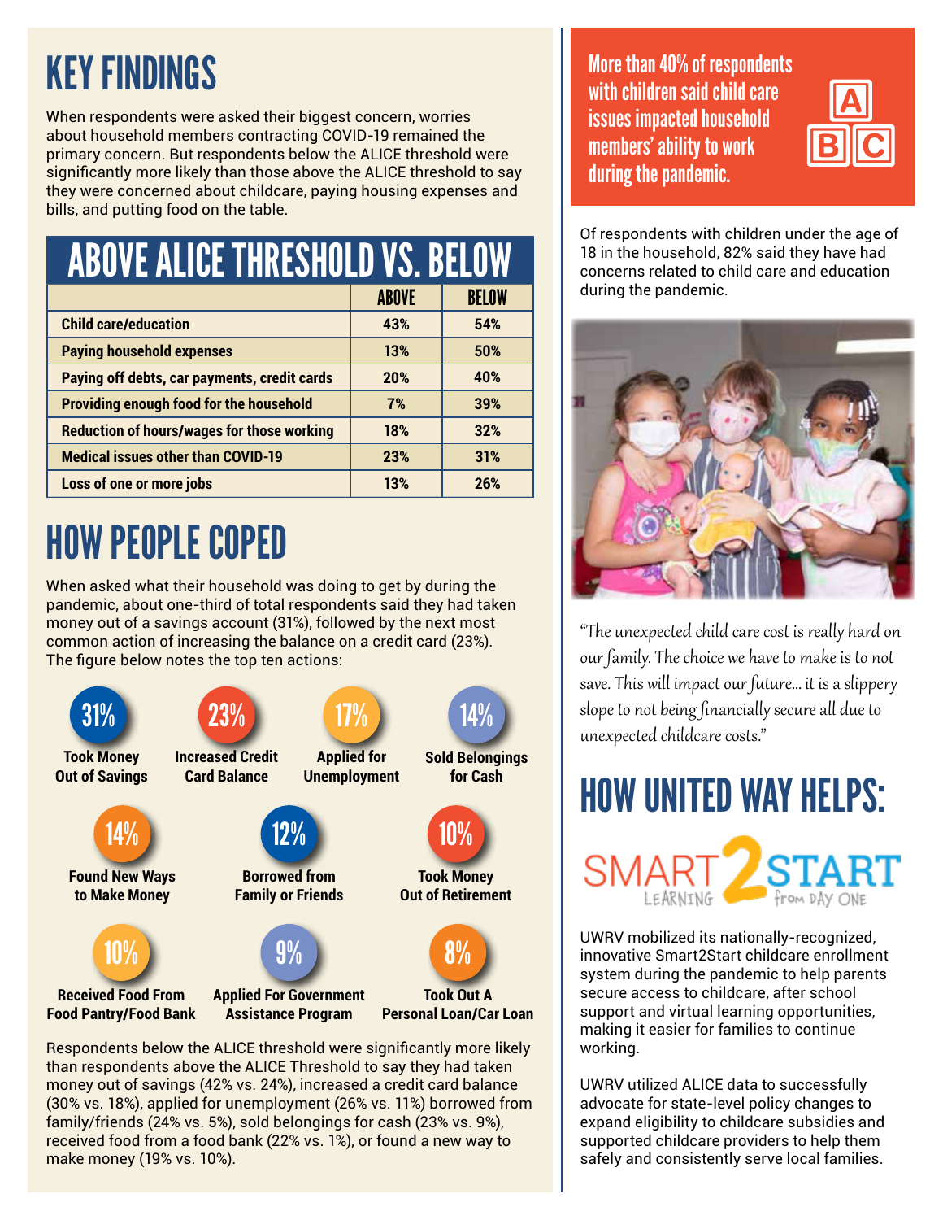# KEY FINDINGS

When respondents were asked their biggest concern, worries about household members contracting COVID-19 remained the primary concern. But respondents below the ALICE threshold were significantly more likely than those above the ALICE threshold to say they were concerned about childcare, paying housing expenses and bills, and putting food on the table.

## ABOVE ALICE THRESHOLD VS. BELOW

| | ABOVE | BELOW |
|---|---|---|
| Child care/education | 43% | 54% |
| Paying household expenses | 13% | 50% |
| Paying off debts, car payments, credit cards | 20% | 40% |
| Providing enough food for the household | 7% | 39% |
| Reduction of hours/wages for those working | 18% | 32% |
| Medical issues other than COVID-19 | 23% | 31% |
| Loss of one or more jobs | 13% | 26% |

# HOW PEOPLE COPED

When asked what their household was doing to get by during the pandemic, about one-third of total respondents said they had taken money out of a savings account (31%), followed by the next most common action of increasing the balance on a credit card (23%). The figure below notes the top ten actions:

- **31%** Took Money Out of Savings
- **23%** Increased Credit Card Balance
- **17%** Applied for Unemployment
- **14%** Sold Belongings for Cash
- **14%** Found New Ways to Make Money
- **12%** Borrowed from Family or Friends
- **10%** Took Money Out of Retirement
- **10%** Received Food From Food Pantry/Food Bank
- **9%** Applied For Government Assistance Program
- **8%** Took Out A Personal Loan/Car Loan

Respondents below the ALICE threshold were significantly more likely than respondents above the ALICE Threshold to say they had taken money out of savings (42% vs. 24%), increased a credit card balance (30% vs. 18%), applied for unemployment (26% vs. 11%) borrowed from family/friends (24% vs. 5%), sold belongings for cash (23% vs. 9%), received food from a food bank (22% vs. 1%), or found a new way to make money (19% vs. 10%).

**More than 40% of respondents with children said child care issues impacted household members' ability to work during the pandemic.**

Of respondents with children under the age of 18 in the household, 82% said they have had concerns related to child care and education during the pandemic.

*"The unexpected child care cost is really hard on our family. The choice we have to make is to not save. This will impact our future... it is a slippery slope to not being financially secure all due to unexpected childcare costs."*

# HOW UNITED WAY HELPS:

SMART 2 START — LEARNING from DAY ONE

UWRV mobilized its nationally-recognized, innovative Smart2Start childcare enrollment system during the pandemic to help parents secure access to childcare, after school support and virtual learning opportunities, making it easier for families to continue working.

UWRV utilized ALICE data to successfully advocate for state-level policy changes to expand eligibility to childcare subsidies and supported childcare providers to help them safely and consistently serve local families.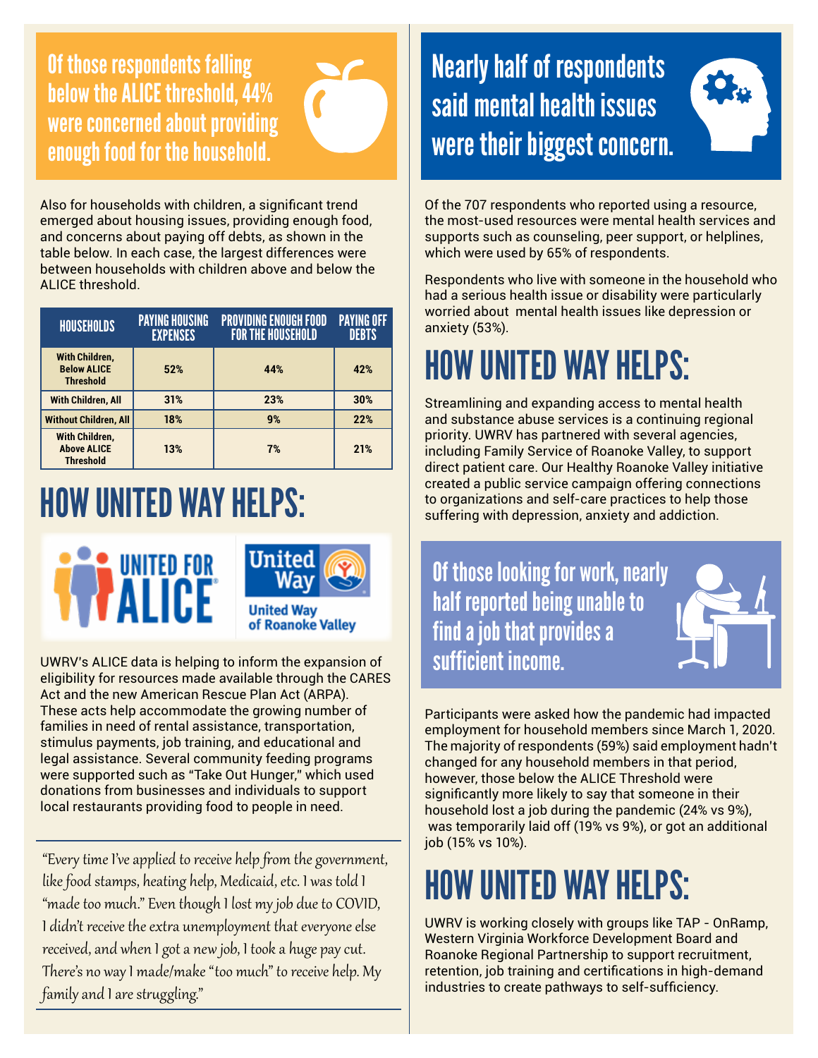**Of those respondents falling below the ALICE threshold, 44% were concerned about providing enough food for the household.**

Also for households with children, a significant trend emerged about housing issues, providing enough food, and concerns about paying off debts, as shown in the table below. In each case, the largest differences were between households with children above and below the ALICE threshold.

| HOUSEHOLDS | PAYING HOUSING EXPENSES | PROVIDING ENOUGH FOOD FOR THE HOUSEHOLD | PAYING OFF DEBTS |
|---|---|---|---|
| With Children, Below ALICE Threshold | 52% | 44% | 42% |
| With Children, All | 31% | 23% | 30% |
| Without Children, All | 18% | 9% | 22% |
| With Children, Above ALICE Threshold | 13% | 7% | 21% |

# HOW UNITED WAY HELPS:

UNITED FOR ALICE

United Way of Roanoke Valley

UWRV's ALICE data is helping to inform the expansion of eligibility for resources made available through the CARES Act and the new American Rescue Plan Act (ARPA). These acts help accommodate the growing number of families in need of rental assistance, transportation, stimulus payments, job training, and educational and legal assistance. Several community feeding programs were supported such as "Take Out Hunger," which used donations from businesses and individuals to support local restaurants providing food to people in need.

*"Every time I've applied to receive help from the government, like food stamps, heating help, Medicaid, etc. I was told I "made too much." Even though I lost my job due to COVID, I didn't receive the extra unemployment that everyone else received, and when I got a new job, I took a huge pay cut. There's no way I made/make "too much" to receive help. My family and I are struggling."*

**Nearly half of respondents said mental health issues were their biggest concern.**

Of the 707 respondents who reported using a resource, the most-used resources were mental health services and supports such as counseling, peer support, or helplines, which were used by 65% of respondents.

Respondents who live with someone in the household who had a serious health issue or disability were particularly worried about mental health issues like depression or anxiety (53%).

# HOW UNITED WAY HELPS:

Streamlining and expanding access to mental health and substance abuse services is a continuing regional priority. UWRV has partnered with several agencies, including Family Service of Roanoke Valley, to support direct patient care. Our Healthy Roanoke Valley initiative created a public service campaign offering connections to organizations and self-care practices to help those suffering with depression, anxiety and addiction.

**Of those looking for work, nearly half reported being unable to find a job that provides a sufficient income.**

Participants were asked how the pandemic had impacted employment for household members since March 1, 2020. The majority of respondents (59%) said employment hadn't changed for any household members in that period, however, those below the ALICE Threshold were significantly more likely to say that someone in their household lost a job during the pandemic (24% vs 9%), was temporarily laid off (19% vs 9%), or got an additional job (15% vs 10%).

# HOW UNITED WAY HELPS:

UWRV is working closely with groups like TAP - OnRamp, Western Virginia Workforce Development Board and Roanoke Regional Partnership to support recruitment, retention, job training and certifications in high-demand industries to create pathways to self-sufficiency.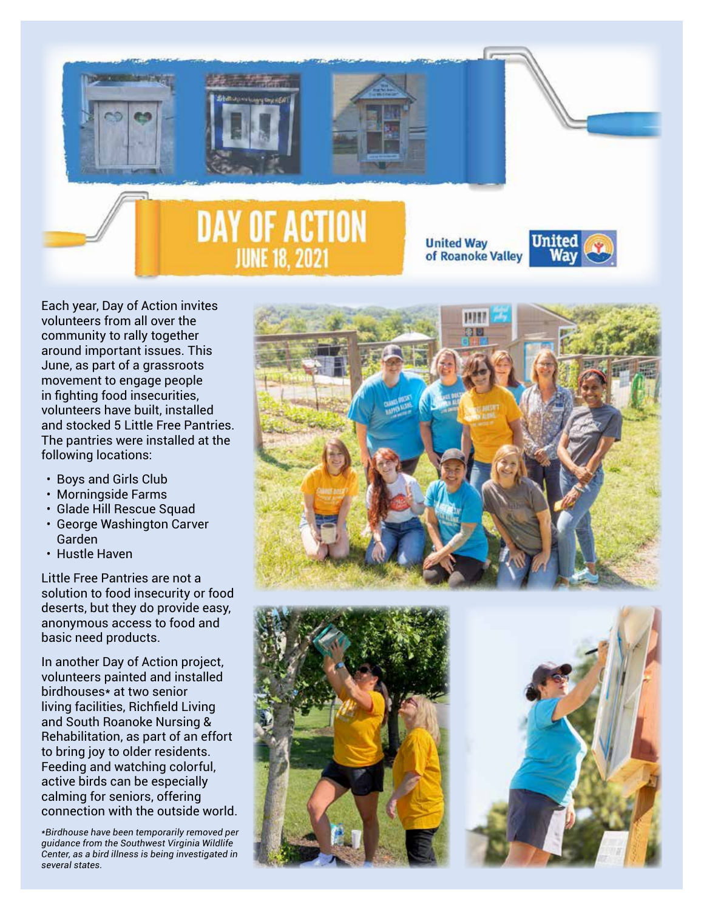# DAY OF ACTION

## JUNE 18, 2021

United Way of Roanoke Valley

Each year, Day of Action invites volunteers from all over the community to rally together around important issues. This June, as part of a grassroots movement to engage people in fighting food insecurities, volunteers have built, installed and stocked 5 Little Free Pantries. The pantries were installed at the following locations:

- Boys and Girls Club
- Morningside Farms
- Glade Hill Rescue Squad
- George Washington Carver Garden
- Hustle Haven

Little Free Pantries are not a solution to food insecurity or food deserts, but they do provide easy, anonymous access to food and basic need products.

In another Day of Action project, volunteers painted and installed birdhouses* at two senior living facilities, Richfield Living and South Roanoke Nursing & Rehabilitation, as part of an effort to bring joy to older residents. Feeding and watching colorful, active birds can be especially calming for seniors, offering connection with the outside world.

**Birdhouse have been temporarily removed per guidance from the Southwest Virginia Wildlife Center, as a bird illness is being investigated in several states.*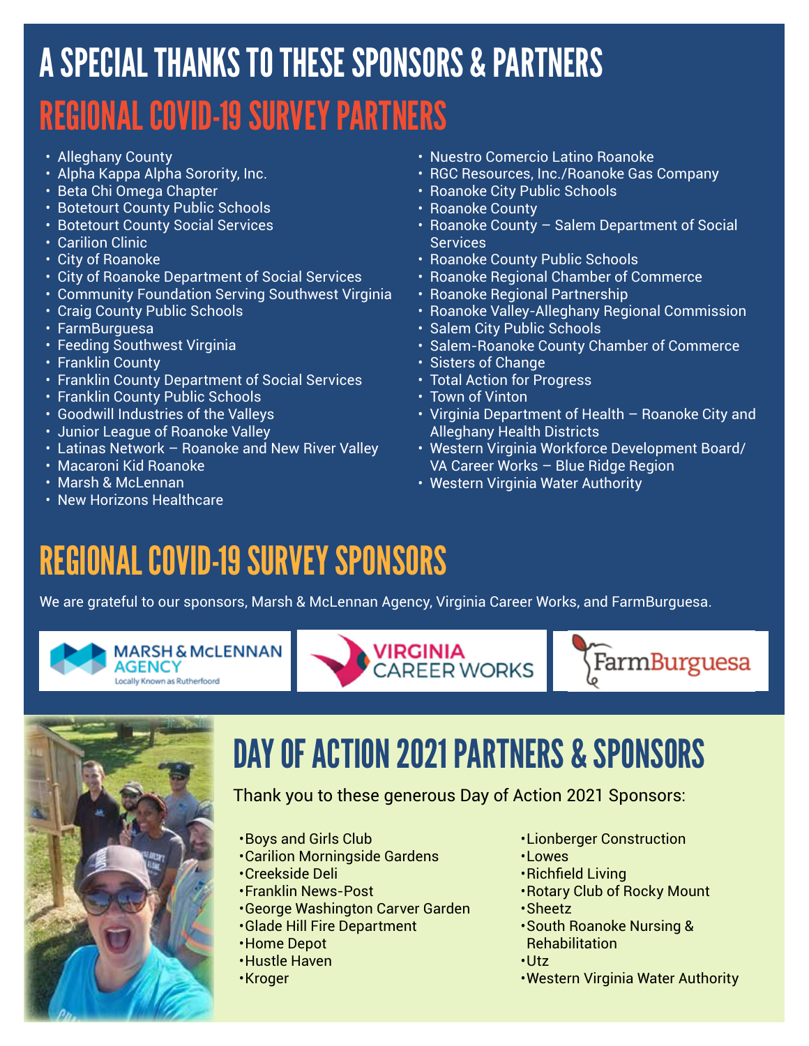# A SPECIAL THANKS TO THESE SPONSORS & PARTNERS

## REGIONAL COVID-19 SURVEY PARTNERS

- Alleghany County
- Alpha Kappa Alpha Sorority, Inc.
- Beta Chi Omega Chapter
- Botetourt County Public Schools
- Botetourt County Social Services
- Carilion Clinic
- City of Roanoke
- City of Roanoke Department of Social Services
- Community Foundation Serving Southwest Virginia
- Craig County Public Schools
- FarmBurguesa
- Feeding Southwest Virginia
- Franklin County
- Franklin County Department of Social Services
- Franklin County Public Schools
- Goodwill Industries of the Valleys
- Junior League of Roanoke Valley
- Latinas Network – Roanoke and New River Valley
- Macaroni Kid Roanoke
- Marsh & McLennan
- New Horizons Healthcare
- Nuestro Comercio Latino Roanoke
- RGC Resources, Inc./Roanoke Gas Company
- Roanoke City Public Schools
- Roanoke County
- Roanoke County – Salem Department of Social Services
- Roanoke County Public Schools
- Roanoke Regional Chamber of Commerce
- Roanoke Regional Partnership
- Roanoke Valley-Alleghany Regional Commission
- Salem City Public Schools
- Salem-Roanoke County Chamber of Commerce
- Sisters of Change
- Total Action for Progress
- Town of Vinton
- Virginia Department of Health – Roanoke City and Alleghany Health Districts
- Western Virginia Workforce Development Board/ VA Career Works – Blue Ridge Region
- Western Virginia Water Authority

## REGIONAL COVID-19 SURVEY SPONSORS

We are grateful to our sponsors, Marsh & McLennan Agency, Virginia Career Works, and FarmBurguesa.

MARSH & McLENNAN AGENCY Locally Known as Rutherfoord

VIRGINIA CAREER WORKS

FarmBurguesa

## DAY OF ACTION 2021 PARTNERS & SPONSORS

Thank you to these generous Day of Action 2021 Sponsors:

- Boys and Girls Club
- Carilion Morningside Gardens
- Creekside Deli
- Franklin News-Post
- George Washington Carver Garden
- Glade Hill Fire Department
- Home Depot
- Hustle Haven
- Kroger
- Lionberger Construction
- Lowes
- Richfield Living
- Rotary Club of Rocky Mount
- Sheetz
- South Roanoke Nursing & Rehabilitation
- Utz
- Western Virginia Water Authority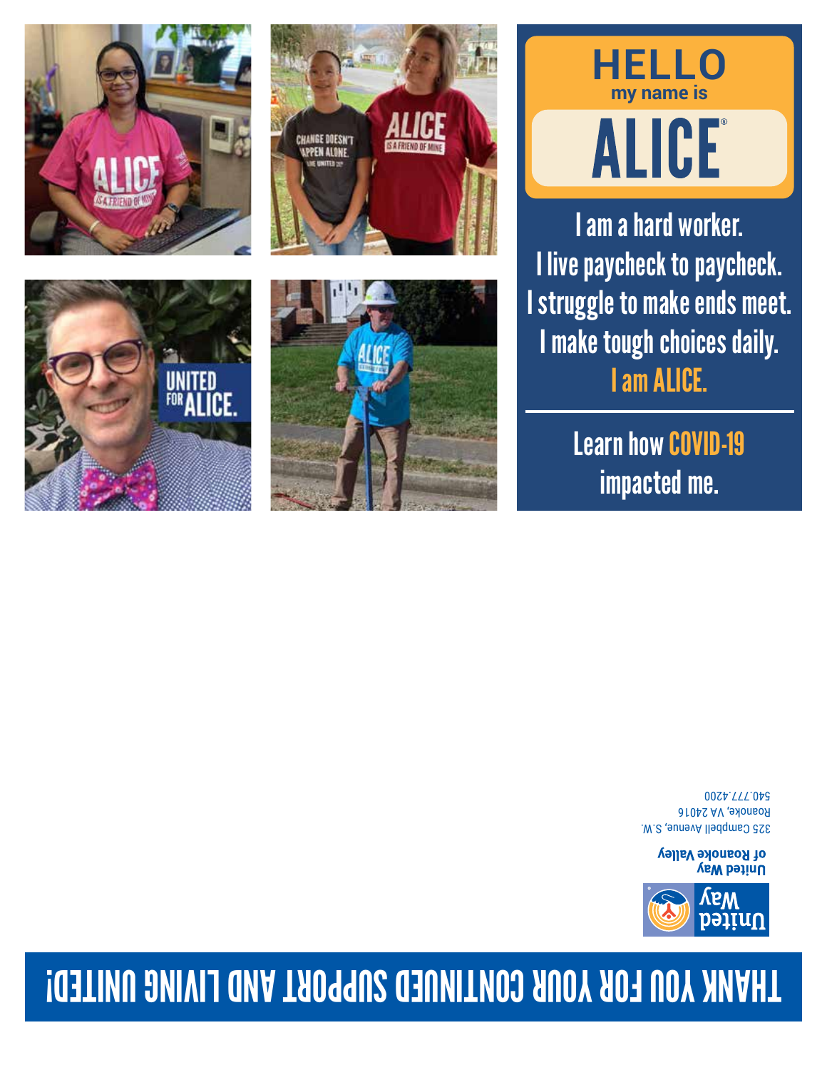HELLO

my name is

ALICE®

I am a hard worker.
I live paycheck to paycheck.
I struggle to make ends meet.
I make tough choices daily.
I am ALICE.

Learn how COVID-19 impacted me.

United Way of Roanoke Valley
325 Campbell Avenue, S.W.
Roanoke, VA 24016
540.777.4200

THANK YOU FOR YOUR CONTINUED SUPPORT AND LIVING UNITED!